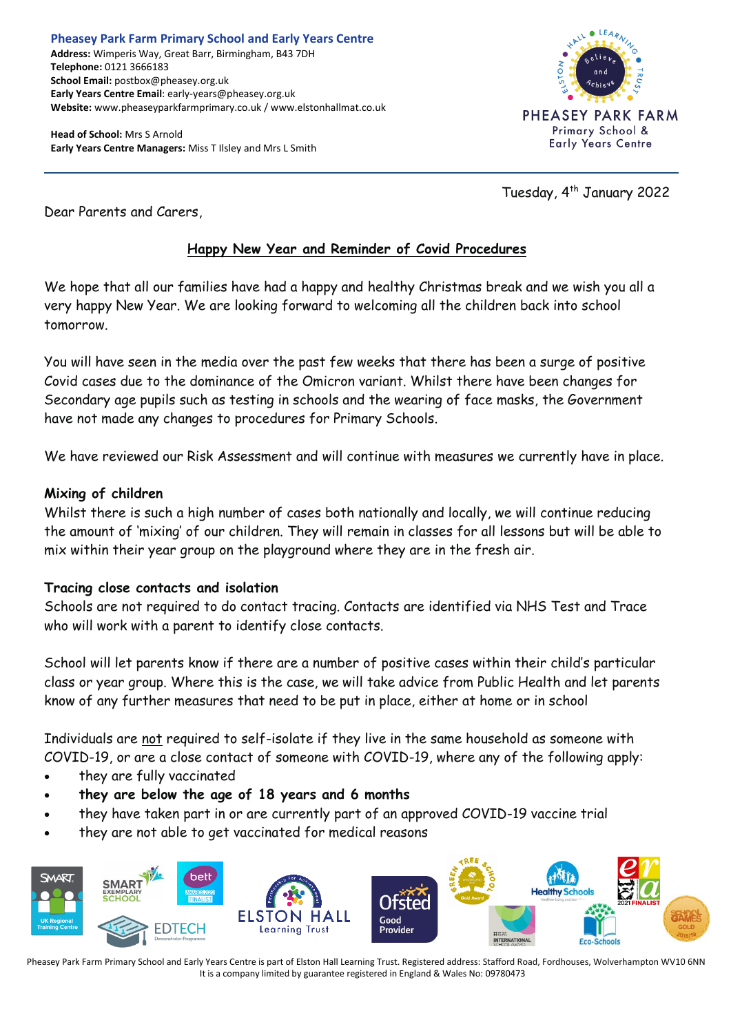**Pheasey Park Farm Primary School and Early Years Centre**
**Address:** Wimperis Way, Great Barr, Birmingham, B43 7DH
**Telephone:** 0121 3666183
**School Email:** postbox@pheasey.org.uk
**Early Years Centre Email**: early-years@pheasey.org.uk
**Website:** www.pheaseyparkfarmprimary.co.uk / www.elstonhallmat.co.uk

**Head of School:** Mrs S Arnold
**Early Years Centre Managers:** Miss T Ilsley and Mrs L Smith

Tuesday, 4th January 2022

Dear Parents and Carers,

## Happy New Year and Reminder of Covid Procedures

We hope that all our families have had a happy and healthy Christmas break and we wish you all a very happy New Year. We are looking forward to welcoming all the children back into school tomorrow.

You will have seen in the media over the past few weeks that there has been a surge of positive Covid cases due to the dominance of the Omicron variant. Whilst there have been changes for Secondary age pupils such as testing in schools and the wearing of face masks, the Government have not made any changes to procedures for Primary Schools.

We have reviewed our Risk Assessment and will continue with measures we currently have in place.

**Mixing of children**
Whilst there is such a high number of cases both nationally and locally, we will continue reducing the amount of 'mixing' of our children. They will remain in classes for all lessons but will be able to mix within their year group on the playground where they are in the fresh air.

**Tracing close contacts and isolation**
Schools are not required to do contact tracing. Contacts are identified via NHS Test and Trace who will work with a parent to identify close contacts.

School will let parents know if there are a number of positive cases within their child's particular class or year group. Where this is the case, we will take advice from Public Health and let parents know of any further measures that need to be put in place, either at home or in school

Individuals are not required to self-isolate if they live in the same household as someone with COVID-19, or are a close contact of someone with COVID-19, where any of the following apply:

- they are fully vaccinated
- **they are below the age of 18 years and 6 months**
- they have taken part in or are currently part of an approved COVID-19 vaccine trial
- they are not able to get vaccinated for medical reasons

Pheasey Park Farm Primary School and Early Years Centre is part of Elston Hall Learning Trust. Registered address: Stafford Road, Fordhouses, Wolverhampton WV10 6NN
It is a company limited by guarantee registered in England & Wales No: 09780473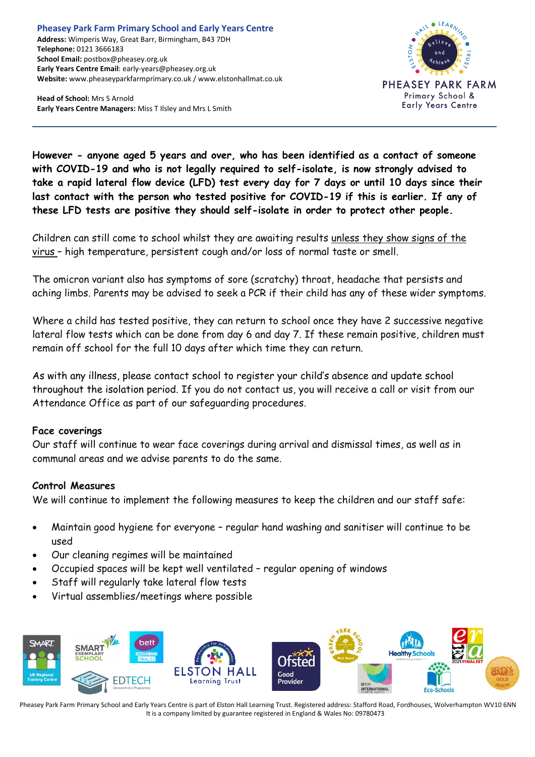**However - anyone aged 5 years and over, who has been identified as a contact of someone with COVID-19 and who is not legally required to self-isolate, is now strongly advised to take a rapid lateral flow device (LFD) test every day for 7 days or until 10 days since their last contact with the person who tested positive for COVID-19 if this is earlier. If any of these LFD tests are positive they should self-isolate in order to protect other people.**

Children can still come to school whilst they are awaiting results unless they show signs of the virus – high temperature, persistent cough and/or loss of normal taste or smell.

The omicron variant also has symptoms of sore (scratchy) throat, headache that persists and aching limbs. Parents may be advised to seek a PCR if their child has any of these wider symptoms.

Where a child has tested positive, they can return to school once they have 2 successive negative lateral flow tests which can be done from day 6 and day 7. If these remain positive, children must remain off school for the full 10 days after which time they can return.

As with any illness, please contact school to register your child's absence and update school throughout the isolation period. If you do not contact us, you will receive a call or visit from our Attendance Office as part of our safeguarding procedures.

**Face coverings**

Our staff will continue to wear face coverings during arrival and dismissal times, as well as in communal areas and we advise parents to do the same.

**Control Measures**

We will continue to implement the following measures to keep the children and our staff safe:

- Maintain good hygiene for everyone – regular hand washing and sanitiser will continue to be used
- Our cleaning regimes will be maintained
- Occupied spaces will be kept well ventilated – regular opening of windows
- Staff will regularly take lateral flow tests
- Virtual assemblies/meetings where possible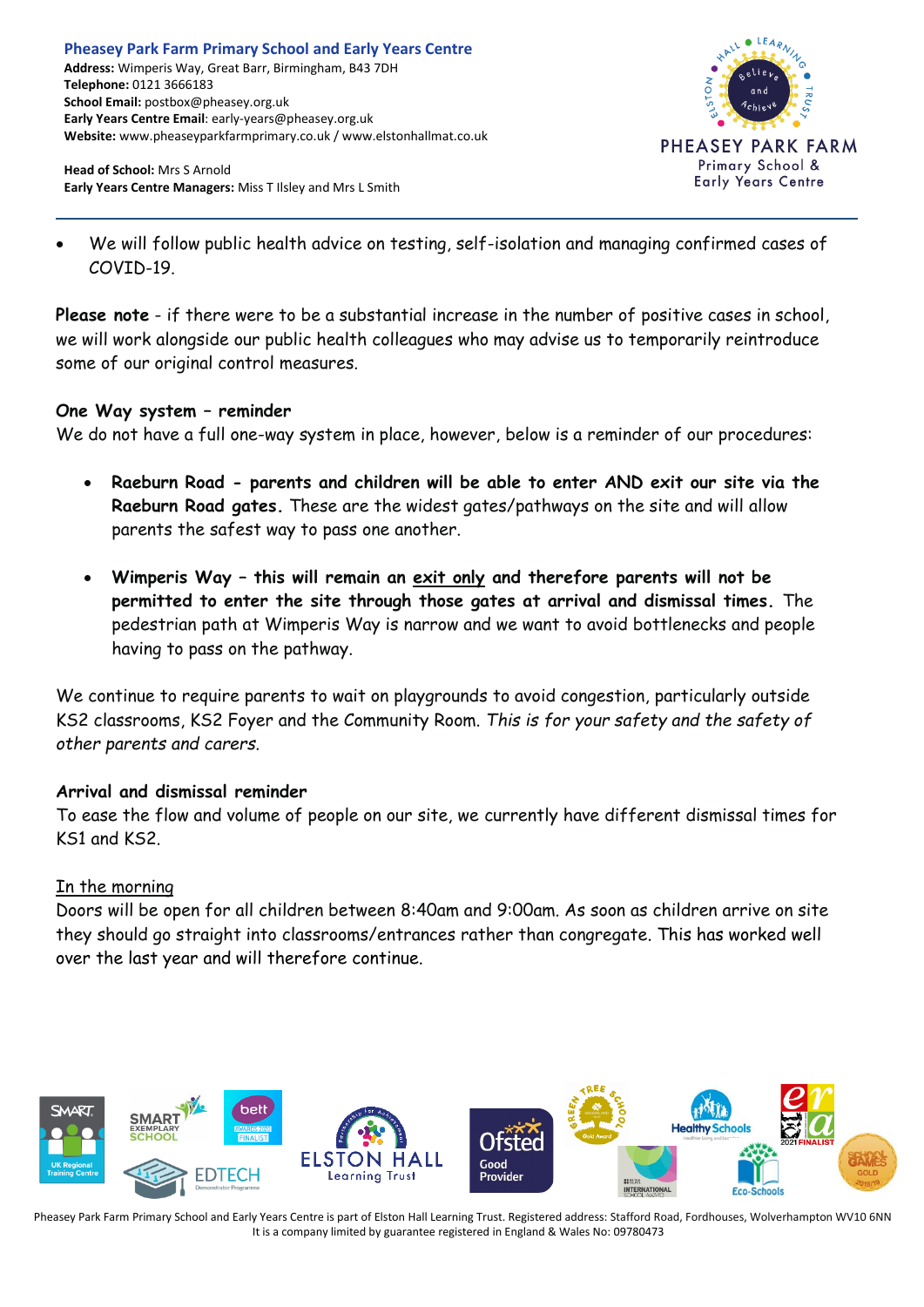- We will follow public health advice on testing, self-isolation and managing confirmed cases of COVID-19.

**Please note** - if there were to be a substantial increase in the number of positive cases in school, we will work alongside our public health colleagues who may advise us to temporarily reintroduce some of our original control measures.

**One Way system – reminder**
We do not have a full one-way system in place, however, below is a reminder of our procedures:

- **Raeburn Road - parents and children will be able to enter AND exit our site via the Raeburn Road gates.** These are the widest gates/pathways on the site and will allow parents the safest way to pass one another.

- **Wimperis Way – this will remain an exit only and therefore parents will not be permitted to enter the site through those gates at arrival and dismissal times.** The pedestrian path at Wimperis Way is narrow and we want to avoid bottlenecks and people having to pass on the pathway.

We continue to require parents to wait on playgrounds to avoid congestion, particularly outside KS2 classrooms, KS2 Foyer and the Community Room. *This is for your safety and the safety of other parents and carers.*

**Arrival and dismissal reminder**
To ease the flow and volume of people on our site, we currently have different dismissal times for KS1 and KS2.

In the morning
Doors will be open for all children between 8:40am and 9:00am. As soon as children arrive on site they should go straight into classrooms/entrances rather than congregate. This has worked well over the last year and will therefore continue.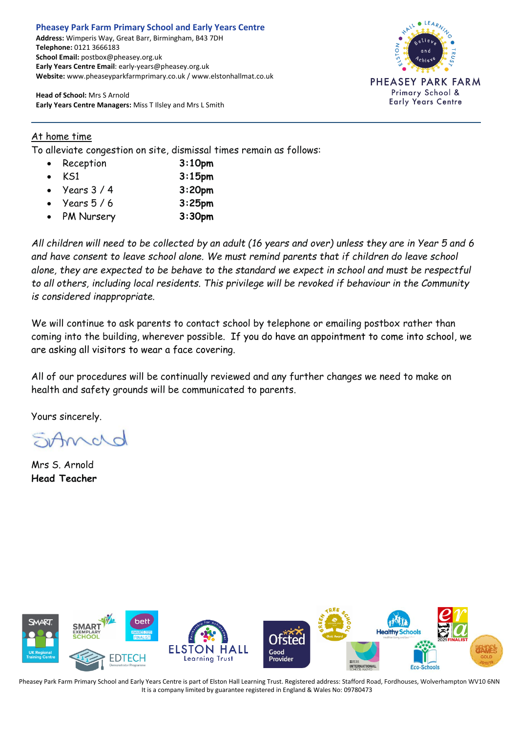**Pheasey Park Farm Primary School and Early Years Centre**
**Address:** Wimperis Way, Great Barr, Birmingham, B43 7DH
**Telephone:** 0121 3666183
**School Email:** postbox@pheasey.org.uk
**Early Years Centre Email**: early-years@pheasey.org.uk
**Website:** www.pheaseyparkfarmprimary.co.uk / www.elstonhallmat.co.uk

**Head of School:** Mrs S Arnold
**Early Years Centre Managers:** Miss T Ilsley and Mrs L Smith

PHEASEY PARK FARM
Primary School &
Early Years Centre

---

At home time

To alleviate congestion on site, dismissal times remain as follows:

- Reception **3:10pm**
- KS1 **3:15pm**
- Years 3 / 4 **3:20pm**
- Years 5 / 6 **3:25pm**
- PM Nursery **3:30pm**

*All children will need to be collected by an adult (16 years and over) unless they are in Year 5 and 6 and have consent to leave school alone. We must remind parents that if children do leave school alone, they are expected to be behave to the standard we expect in school and must be respectful to all others, including local residents. This privilege will be revoked if behaviour in the Community is considered inappropriate.*

We will continue to ask parents to contact school by telephone or emailing postbox rather than coming into the building, wherever possible. If you do have an appointment to come into school, we are asking all visitors to wear a face covering.

All of our procedures will be continually reviewed and any further changes we need to make on health and safety grounds will be communicated to parents.

Yours sincerely.

SArnold

Mrs S. Arnold
**Head Teacher**

Pheasey Park Farm Primary School and Early Years Centre is part of Elston Hall Learning Trust. Registered address: Stafford Road, Fordhouses, Wolverhampton WV10 6NN
It is a company limited by guarantee registered in England & Wales No: 09780473